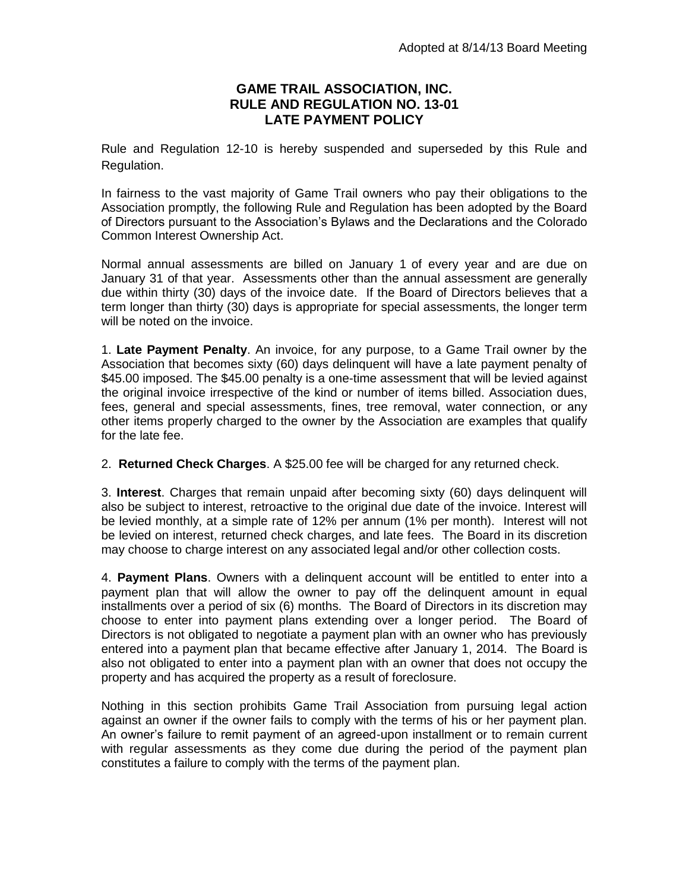Adopted at 8/14/13 Board Meeting

# GAME TRAIL ASSOCIATION, INC.
# RULE AND REGULATION NO. 13-01
# LATE PAYMENT POLICY

Rule and Regulation 12-10 is hereby suspended and superseded by this Rule and Regulation.

In fairness to the vast majority of Game Trail owners who pay their obligations to the Association promptly, the following Rule and Regulation has been adopted by the Board of Directors pursuant to the Association's Bylaws and the Declarations and the Colorado Common Interest Ownership Act.

Normal annual assessments are billed on January 1 of every year and are due on January 31 of that year. Assessments other than the annual assessment are generally due within thirty (30) days of the invoice date. If the Board of Directors believes that a term longer than thirty (30) days is appropriate for special assessments, the longer term will be noted on the invoice.

1. **Late Payment Penalty**. An invoice, for any purpose, to a Game Trail owner by the Association that becomes sixty (60) days delinquent will have a late payment penalty of $45.00 imposed. The $45.00 penalty is a one-time assessment that will be levied against the original invoice irrespective of the kind or number of items billed. Association dues, fees, general and special assessments, fines, tree removal, water connection, or any other items properly charged to the owner by the Association are examples that qualify for the late fee.

2. **Returned Check Charges**. A $25.00 fee will be charged for any returned check.

3. **Interest**. Charges that remain unpaid after becoming sixty (60) days delinquent will also be subject to interest, retroactive to the original due date of the invoice. Interest will be levied monthly, at a simple rate of 12% per annum (1% per month). Interest will not be levied on interest, returned check charges, and late fees. The Board in its discretion may choose to charge interest on any associated legal and/or other collection costs.

4. **Payment Plans**. Owners with a delinquent account will be entitled to enter into a payment plan that will allow the owner to pay off the delinquent amount in equal installments over a period of six (6) months. The Board of Directors in its discretion may choose to enter into payment plans extending over a longer period. The Board of Directors is not obligated to negotiate a payment plan with an owner who has previously entered into a payment plan that became effective after January 1, 2014. The Board is also not obligated to enter into a payment plan with an owner that does not occupy the property and has acquired the property as a result of foreclosure.

Nothing in this section prohibits Game Trail Association from pursuing legal action against an owner if the owner fails to comply with the terms of his or her payment plan. An owner's failure to remit payment of an agreed-upon installment or to remain current with regular assessments as they come due during the period of the payment plan constitutes a failure to comply with the terms of the payment plan.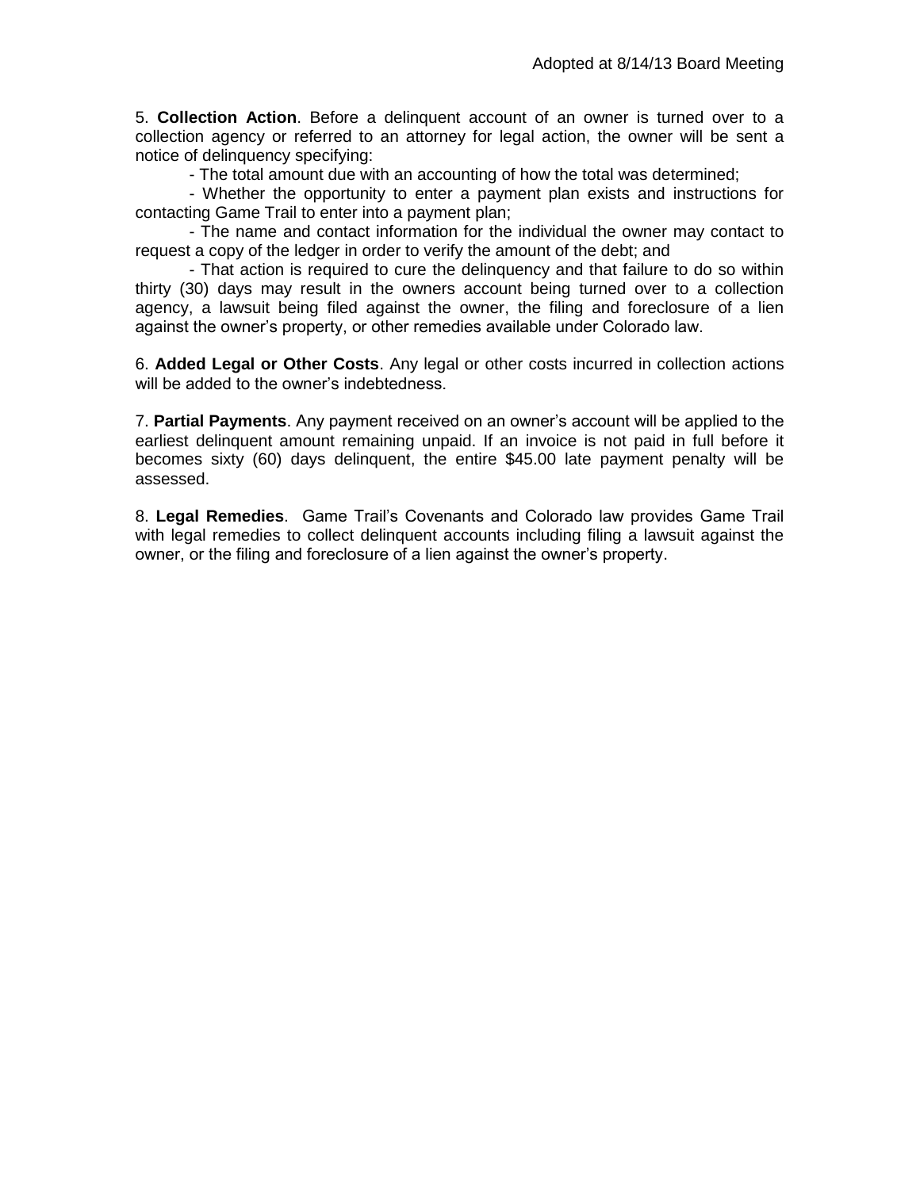5. **Collection Action**. Before a delinquent account of an owner is turned over to a collection agency or referred to an attorney for legal action, the owner will be sent a notice of delinquency specifying:

- The total amount due with an accounting of how the total was determined;
- Whether the opportunity to enter a payment plan exists and instructions for contacting Game Trail to enter into a payment plan;
- The name and contact information for the individual the owner may contact to request a copy of the ledger in order to verify the amount of the debt; and
- That action is required to cure the delinquency and that failure to do so within thirty (30) days may result in the owners account being turned over to a collection agency, a lawsuit being filed against the owner, the filing and foreclosure of a lien against the owner's property, or other remedies available under Colorado law.

6. **Added Legal or Other Costs**. Any legal or other costs incurred in collection actions will be added to the owner's indebtedness.

7. **Partial Payments**. Any payment received on an owner's account will be applied to the earliest delinquent amount remaining unpaid. If an invoice is not paid in full before it becomes sixty (60) days delinquent, the entire $45.00 late payment penalty will be assessed.

8. **Legal Remedies**. Game Trail's Covenants and Colorado law provides Game Trail with legal remedies to collect delinquent accounts including filing a lawsuit against the owner, or the filing and foreclosure of a lien against the owner's property.